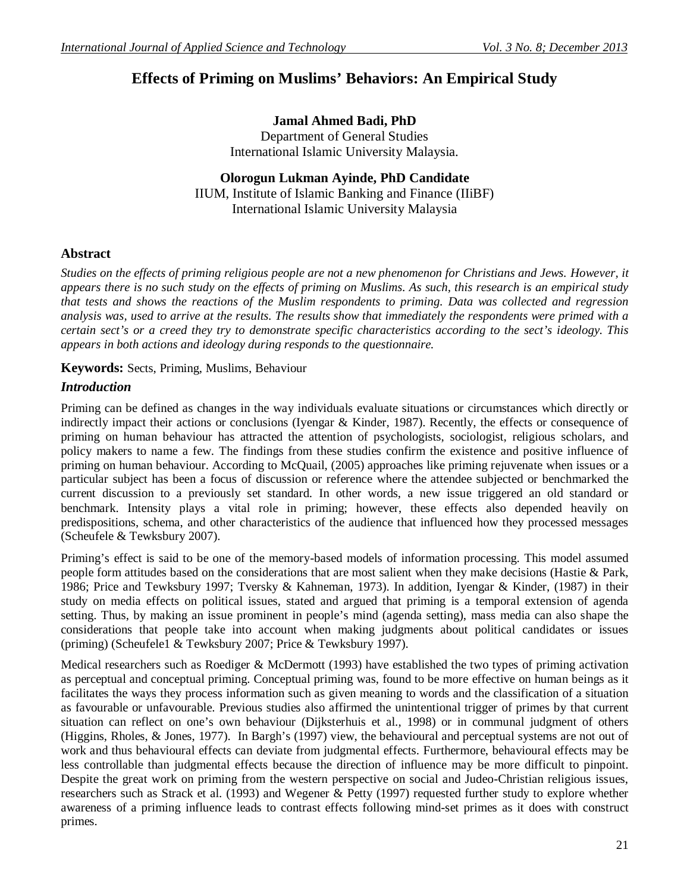# Effects of Priming on Muslims' Behaviors: An Empirical Study

**Jamal Ahmed Badi, PhD**
Department of General Studies
International Islamic University Malaysia.

**Olorogun Lukman Ayinde, PhD Candidate**
IIUM, Institute of Islamic Banking and Finance (IIiBF)
International Islamic University Malaysia

## Abstract

*Studies on the effects of priming religious people are not a new phenomenon for Christians and Jews. However, it appears there is no such study on the effects of priming on Muslims. As such, this research is an empirical study that tests and shows the reactions of the Muslim respondents to priming. Data was collected and regression analysis was, used to arrive at the results. The results show that immediately the respondents were primed with a certain sect's or a creed they try to demonstrate specific characteristics according to the sect's ideology. This appears in both actions and ideology during responds to the questionnaire.*

**Keywords:** Sects, Priming, Muslims, Behaviour

## *Introduction*

Priming can be defined as changes in the way individuals evaluate situations or circumstances which directly or indirectly impact their actions or conclusions (Iyengar & Kinder, 1987). Recently, the effects or consequence of priming on human behaviour has attracted the attention of psychologists, sociologist, religious scholars, and policy makers to name a few. The findings from these studies confirm the existence and positive influence of priming on human behaviour. According to McQuail, (2005) approaches like priming rejuvenate when issues or a particular subject has been a focus of discussion or reference where the attendee subjected or benchmarked the current discussion to a previously set standard. In other words, a new issue triggered an old standard or benchmark. Intensity plays a vital role in priming; however, these effects also depended heavily on predispositions, schema, and other characteristics of the audience that influenced how they processed messages (Scheufele & Tewksbury 2007).

Priming's effect is said to be one of the memory-based models of information processing. This model assumed people form attitudes based on the considerations that are most salient when they make decisions (Hastie & Park, 1986; Price and Tewksbury 1997; Tversky & Kahneman, 1973). In addition, Iyengar & Kinder, (1987) in their study on media effects on political issues, stated and argued that priming is a temporal extension of agenda setting. Thus, by making an issue prominent in people's mind (agenda setting), mass media can also shape the considerations that people take into account when making judgments about political candidates or issues (priming) (Scheufele1 & Tewksbury 2007; Price & Tewksbury 1997).

Medical researchers such as Roediger & McDermott (1993) have established the two types of priming activation as perceptual and conceptual priming. Conceptual priming was, found to be more effective on human beings as it facilitates the ways they process information such as given meaning to words and the classification of a situation as favourable or unfavourable. Previous studies also affirmed the unintentional trigger of primes by that current situation can reflect on one's own behaviour (Dijksterhuis et al., 1998) or in communal judgment of others (Higgins, Rholes, & Jones, 1977). In Bargh's (1997) view, the behavioural and perceptual systems are not out of work and thus behavioural effects can deviate from judgmental effects. Furthermore, behavioural effects may be less controllable than judgmental effects because the direction of influence may be more difficult to pinpoint. Despite the great work on priming from the western perspective on social and Judeo-Christian religious issues, researchers such as Strack et al. (1993) and Wegener & Petty (1997) requested further study to explore whether awareness of a priming influence leads to contrast effects following mind-set primes as it does with construct primes.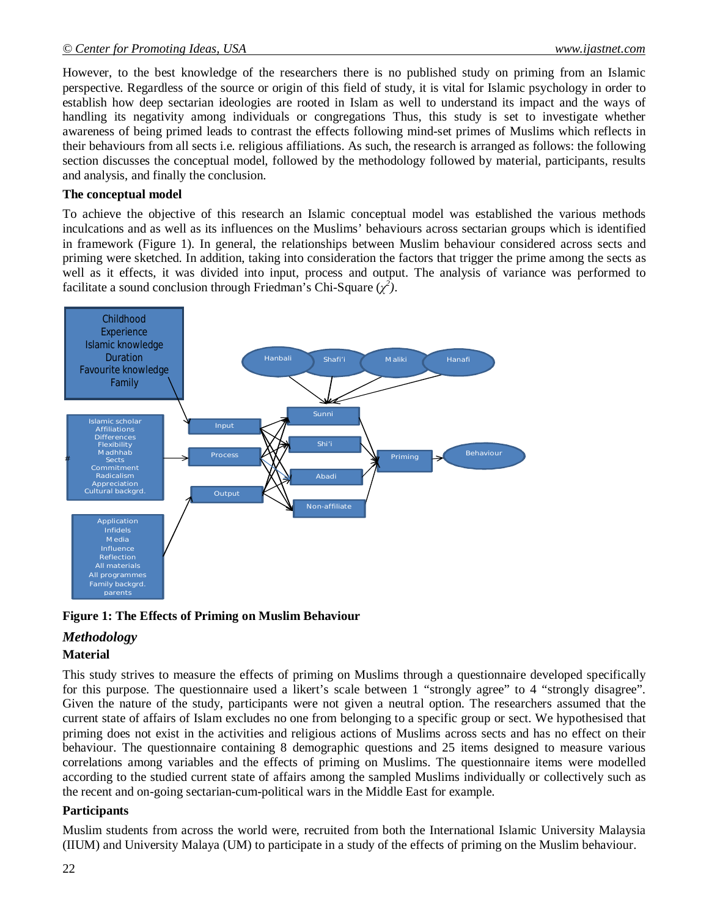However, to the best knowledge of the researchers there is no published study on priming from an Islamic perspective. Regardless of the source or origin of this field of study, it is vital for Islamic psychology in order to establish how deep sectarian ideologies are rooted in Islam as well to understand its impact and the ways of handling its negativity among individuals or congregations Thus, this study is set to investigate whether awareness of being primed leads to contrast the effects following mind-set primes of Muslims which reflects in their behaviours from all sects i.e. religious affiliations. As such, the research is arranged as follows: the following section discusses the conceptual model, followed by the methodology followed by material, participants, results and analysis, and finally the conclusion.

**The conceptual model**

To achieve the objective of this research an Islamic conceptual model was established the various methods inculcations and as well as its influences on the Muslims' behaviours across sectarian groups which is identified in framework (Figure 1). In general, the relationships between Muslim behaviour considered across sects and priming were sketched. In addition, taking into consideration the factors that trigger the prime among the sects as well as it effects, it was divided into input, process and output. The analysis of variance was performed to facilitate a sound conclusion through Friedman's Chi-Square ($\chi^2$).

**Figure 1: The Effects of Priming on Muslim Behaviour**

## *Methodology*

**Material**

This study strives to measure the effects of priming on Muslims through a questionnaire developed specifically for this purpose. The questionnaire used a likert's scale between 1 "strongly agree" to 4 "strongly disagree". Given the nature of the study, participants were not given a neutral option. The researchers assumed that the current state of affairs of Islam excludes no one from belonging to a specific group or sect. We hypothesised that priming does not exist in the activities and religious actions of Muslims across sects and has no effect on their behaviour. The questionnaire containing 8 demographic questions and 25 items designed to measure various correlations among variables and the effects of priming on Muslims. The questionnaire items were modelled according to the studied current state of affairs among the sampled Muslims individually or collectively such as the recent and on-going sectarian-cum-political wars in the Middle East for example.

**Participants**

Muslim students from across the world were, recruited from both the International Islamic University Malaysia (IIUM) and University Malaya (UM) to participate in a study of the effects of priming on the Muslim behaviour.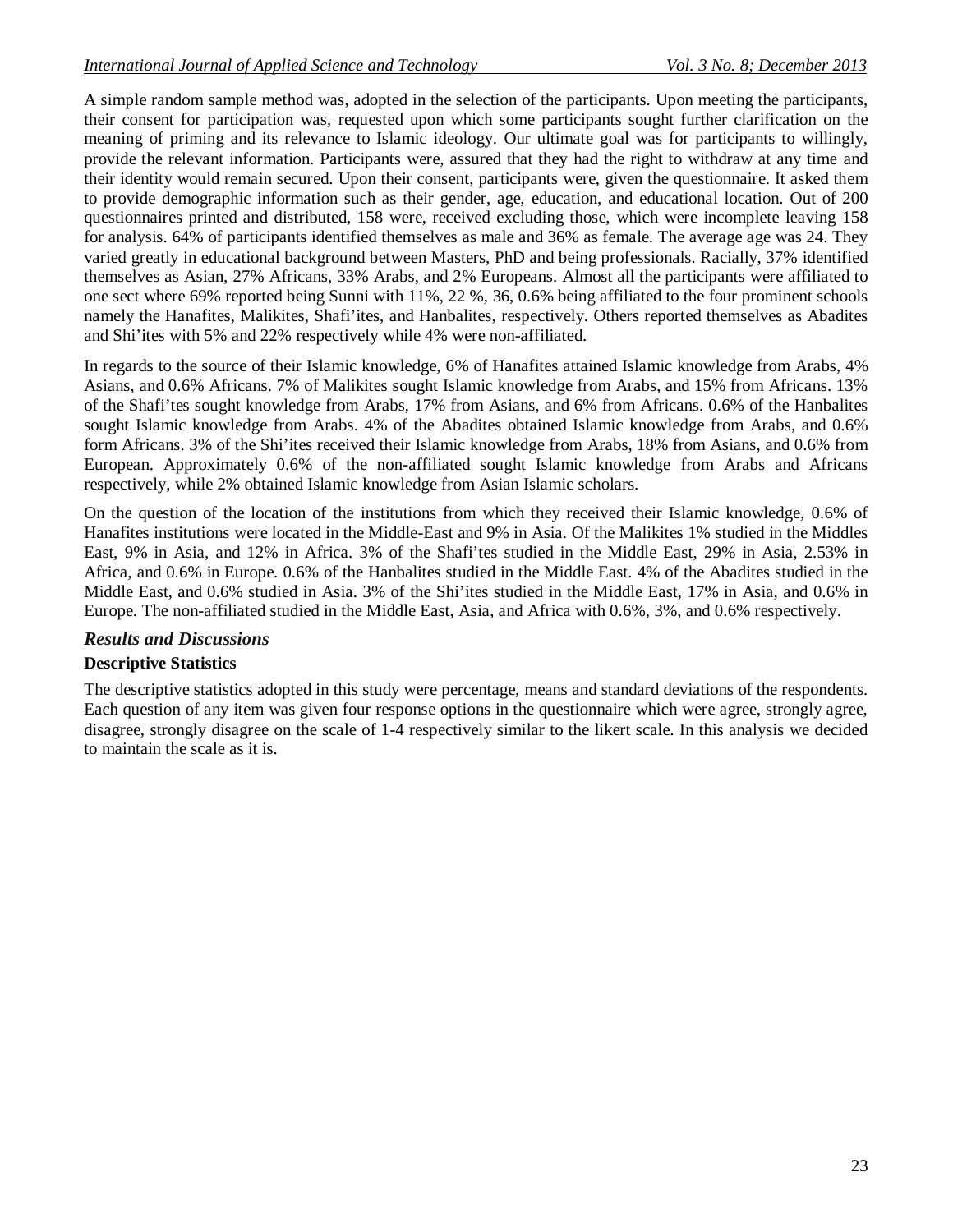A simple random sample method was, adopted in the selection of the participants. Upon meeting the participants, their consent for participation was, requested upon which some participants sought further clarification on the meaning of priming and its relevance to Islamic ideology. Our ultimate goal was for participants to willingly, provide the relevant information. Participants were, assured that they had the right to withdraw at any time and their identity would remain secured. Upon their consent, participants were, given the questionnaire. It asked them to provide demographic information such as their gender, age, education, and educational location. Out of 200 questionnaires printed and distributed, 158 were, received excluding those, which were incomplete leaving 158 for analysis. 64% of participants identified themselves as male and 36% as female. The average age was 24. They varied greatly in educational background between Masters, PhD and being professionals. Racially, 37% identified themselves as Asian, 27% Africans, 33% Arabs, and 2% Europeans. Almost all the participants were affiliated to one sect where 69% reported being Sunni with 11%, 22 %, 36, 0.6% being affiliated to the four prominent schools namely the Hanafites, Malikites, Shafi'ites, and Hanbalites, respectively. Others reported themselves as Abadites and Shi'ites with 5% and 22% respectively while 4% were non-affiliated.

In regards to the source of their Islamic knowledge, 6% of Hanafites attained Islamic knowledge from Arabs, 4% Asians, and 0.6% Africans. 7% of Malikites sought Islamic knowledge from Arabs, and 15% from Africans. 13% of the Shafi'tes sought knowledge from Arabs, 17% from Asians, and 6% from Africans. 0.6% of the Hanbalites sought Islamic knowledge from Arabs. 4% of the Abadites obtained Islamic knowledge from Arabs, and 0.6% form Africans. 3% of the Shi'ites received their Islamic knowledge from Arabs, 18% from Asians, and 0.6% from European. Approximately 0.6% of the non-affiliated sought Islamic knowledge from Arabs and Africans respectively, while 2% obtained Islamic knowledge from Asian Islamic scholars.

On the question of the location of the institutions from which they received their Islamic knowledge, 0.6% of Hanafites institutions were located in the Middle-East and 9% in Asia. Of the Malikites 1% studied in the Middles East, 9% in Asia, and 12% in Africa. 3% of the Shafi'tes studied in the Middle East, 29% in Asia, 2.53% in Africa, and 0.6% in Europe. 0.6% of the Hanbalites studied in the Middle East. 4% of the Abadites studied in the Middle East, and 0.6% studied in Asia. 3% of the Shi'ites studied in the Middle East, 17% in Asia, and 0.6% in Europe. The non-affiliated studied in the Middle East, Asia, and Africa with 0.6%, 3%, and 0.6% respectively.

## *Results and Discussions*

### Descriptive Statistics

The descriptive statistics adopted in this study were percentage, means and standard deviations of the respondents. Each question of any item was given four response options in the questionnaire which were agree, strongly agree, disagree, strongly disagree on the scale of 1-4 respectively similar to the likert scale. In this analysis we decided to maintain the scale as it is.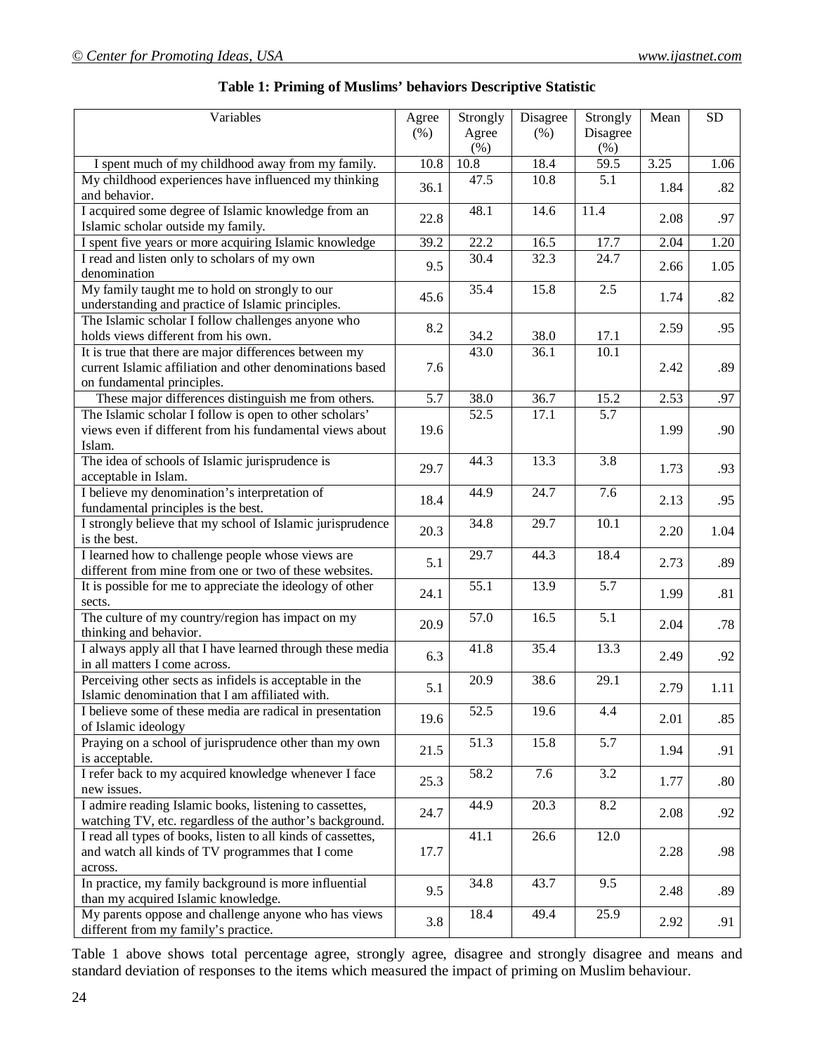**Table 1: Priming of Muslims' behaviors Descriptive Statistic**

| Variables | Agree (%) | Strongly Agree (%) | Disagree (%) | Strongly Disagree (%) | Mean | SD |
|---|---|---|---|---|---|---|
| I spent much of my childhood away from my family. | 10.8 | 10.8 | 18.4 | 59.5 | 3.25 | 1.06 |
| My childhood experiences have influenced my thinking and behavior. | 36.1 | 47.5 | 10.8 | 5.1 | 1.84 | .82 |
| I acquired some degree of Islamic knowledge from an Islamic scholar outside my family. | 22.8 | 48.1 | 14.6 | 11.4 | 2.08 | .97 |
| I spent five years or more acquiring Islamic knowledge | 39.2 | 22.2 | 16.5 | 17.7 | 2.04 | 1.20 |
| I read and listen only to scholars of my own denomination | 9.5 | 30.4 | 32.3 | 24.7 | 2.66 | 1.05 |
| My family taught me to hold on strongly to our understanding and practice of Islamic principles. | 45.6 | 35.4 | 15.8 | 2.5 | 1.74 | .82 |
| The Islamic scholar I follow challenges anyone who holds views different from his own. | 8.2 | 34.2 | 38.0 | 17.1 | 2.59 | .95 |
| It is true that there are major differences between my current Islamic affiliation and other denominations based on fundamental principles. | 7.6 | 43.0 | 36.1 | 10.1 | 2.42 | .89 |
| These major differences distinguish me from others. | 5.7 | 38.0 | 36.7 | 15.2 | 2.53 | .97 |
| The Islamic scholar I follow is open to other scholars' views even if different from his fundamental views about Islam. | 19.6 | 52.5 | 17.1 | 5.7 | 1.99 | .90 |
| The idea of schools of Islamic jurisprudence is acceptable in Islam. | 29.7 | 44.3 | 13.3 | 3.8 | 1.73 | .93 |
| I believe my denomination's interpretation of fundamental principles is the best. | 18.4 | 44.9 | 24.7 | 7.6 | 2.13 | .95 |
| I strongly believe that my school of Islamic jurisprudence is the best. | 20.3 | 34.8 | 29.7 | 10.1 | 2.20 | 1.04 |
| I learned how to challenge people whose views are different from mine from one or two of these websites. | 5.1 | 29.7 | 44.3 | 18.4 | 2.73 | .89 |
| It is possible for me to appreciate the ideology of other sects. | 24.1 | 55.1 | 13.9 | 5.7 | 1.99 | .81 |
| The culture of my country/region has impact on my thinking and behavior. | 20.9 | 57.0 | 16.5 | 5.1 | 2.04 | .78 |
| I always apply all that I have learned through these media in all matters I come across. | 6.3 | 41.8 | 35.4 | 13.3 | 2.49 | .92 |
| Perceiving other sects as infidels is acceptable in the Islamic denomination that I am affiliated with. | 5.1 | 20.9 | 38.6 | 29.1 | 2.79 | 1.11 |
| I believe some of these media are radical in presentation of Islamic ideology | 19.6 | 52.5 | 19.6 | 4.4 | 2.01 | .85 |
| Praying on a school of jurisprudence other than my own is acceptable. | 21.5 | 51.3 | 15.8 | 5.7 | 1.94 | .91 |
| I refer back to my acquired knowledge whenever I face new issues. | 25.3 | 58.2 | 7.6 | 3.2 | 1.77 | .80 |
| I admire reading Islamic books, listening to cassettes, watching TV, etc. regardless of the author's background. | 24.7 | 44.9 | 20.3 | 8.2 | 2.08 | .92 |
| I read all types of books, listen to all kinds of cassettes, and watch all kinds of TV programmes that I come across. | 17.7 | 41.1 | 26.6 | 12.0 | 2.28 | .98 |
| In practice, my family background is more influential than my acquired Islamic knowledge. | 9.5 | 34.8 | 43.7 | 9.5 | 2.48 | .89 |
| My parents oppose and challenge anyone who has views different from my family's practice. | 3.8 | 18.4 | 49.4 | 25.9 | 2.92 | .91 |

Table 1 above shows total percentage agree, strongly agree, disagree and strongly disagree and means and standard deviation of responses to the items which measured the impact of priming on Muslim behaviour.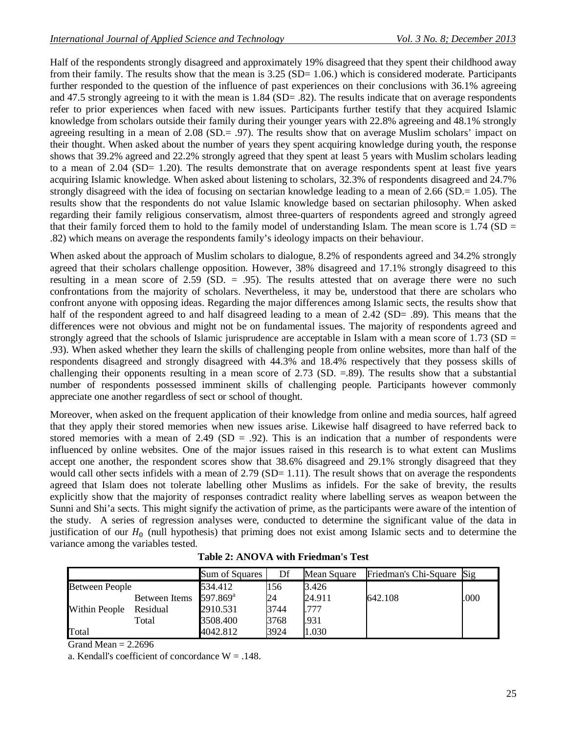Half of the respondents strongly disagreed and approximately 19% disagreed that they spent their childhood away from their family. The results show that the mean is 3.25 (SD= 1.06.) which is considered moderate. Participants further responded to the question of the influence of past experiences on their conclusions with 36.1% agreeing and 47.5 strongly agreeing to it with the mean is 1.84 (SD= .82). The results indicate that on average respondents refer to prior experiences when faced with new issues. Participants further testify that they acquired Islamic knowledge from scholars outside their family during their younger years with 22.8% agreeing and 48.1% strongly agreeing resulting in a mean of 2.08 (SD.= .97). The results show that on average Muslim scholars' impact on their thought. When asked about the number of years they spent acquiring knowledge during youth, the response shows that 39.2% agreed and 22.2% strongly agreed that they spent at least 5 years with Muslim scholars leading to a mean of 2.04 (SD= 1.20). The results demonstrate that on average respondents spent at least five years acquiring Islamic knowledge. When asked about listening to scholars, 32.3% of respondents disagreed and 24.7% strongly disagreed with the idea of focusing on sectarian knowledge leading to a mean of 2.66 (SD.= 1.05). The results show that the respondents do not value Islamic knowledge based on sectarian philosophy. When asked regarding their family religious conservatism, almost three-quarters of respondents agreed and strongly agreed that their family forced them to hold to the family model of understanding Islam. The mean score is 1.74 (SD = .82) which means on average the respondents family's ideology impacts on their behaviour.

When asked about the approach of Muslim scholars to dialogue, 8.2% of respondents agreed and 34.2% strongly agreed that their scholars challenge opposition. However, 38% disagreed and 17.1% strongly disagreed to this resulting in a mean score of 2.59 (SD. = .95). The results attested that on average there were no such confrontations from the majority of scholars. Nevertheless, it may be, understood that there are scholars who confront anyone with opposing ideas. Regarding the major differences among Islamic sects, the results show that half of the respondent agreed to and half disagreed leading to a mean of 2.42 (SD= .89). This means that the differences were not obvious and might not be on fundamental issues. The majority of respondents agreed and strongly agreed that the schools of Islamic jurisprudence are acceptable in Islam with a mean score of 1.73 (SD = .93). When asked whether they learn the skills of challenging people from online websites, more than half of the respondents disagreed and strongly disagreed with 44.3% and 18.4% respectively that they possess skills of challenging their opponents resulting in a mean score of 2.73 (SD. =.89). The results show that a substantial number of respondents possessed imminent skills of challenging people. Participants however commonly appreciate one another regardless of sect or school of thought.

Moreover, when asked on the frequent application of their knowledge from online and media sources, half agreed that they apply their stored memories when new issues arise. Likewise half disagreed to have referred back to stored memories with a mean of 2.49 (SD = .92). This is an indication that a number of respondents were influenced by online websites. One of the major issues raised in this research is to what extent can Muslims accept one another, the respondent scores show that 38.6% disagreed and 29.1% strongly disagreed that they would call other sects infidels with a mean of 2.79 (SD= 1.11). The result shows that on average the respondents agreed that Islam does not tolerate labelling other Muslims as infidels. For the sake of brevity, the results explicitly show that the majority of responses contradict reality where labelling serves as weapon between the Sunni and Shi'a sects. This might signify the activation of prime, as the participants were aware of the intention of the study. A series of regression analyses were, conducted to determine the significant value of the data in justification of our $H_0$ (null hypothesis) that priming does not exist among Islamic sects and to determine the variance among the variables tested.

**Table 2: ANOVA with Friedman's Test**

| | | Sum of Squares | Df | Mean Square | Friedman's Chi-Square | Sig |
|---|---|---|---|---|---|---|
| Between People | | 534.412 | 156 | 3.426 | | |
| Within People | Between Items | 597.869[a] | 24 | 24.911 | 642.108 | .000 |
| | Residual | 2910.531 | 3744 | .777 | | |
| | Total | 3508.400 | 3768 | .931 | | |
| Total | | 4042.812 | 3924 | 1.030 | | |

Grand Mean = 2.2696

a. Kendall's coefficient of concordance W = .148.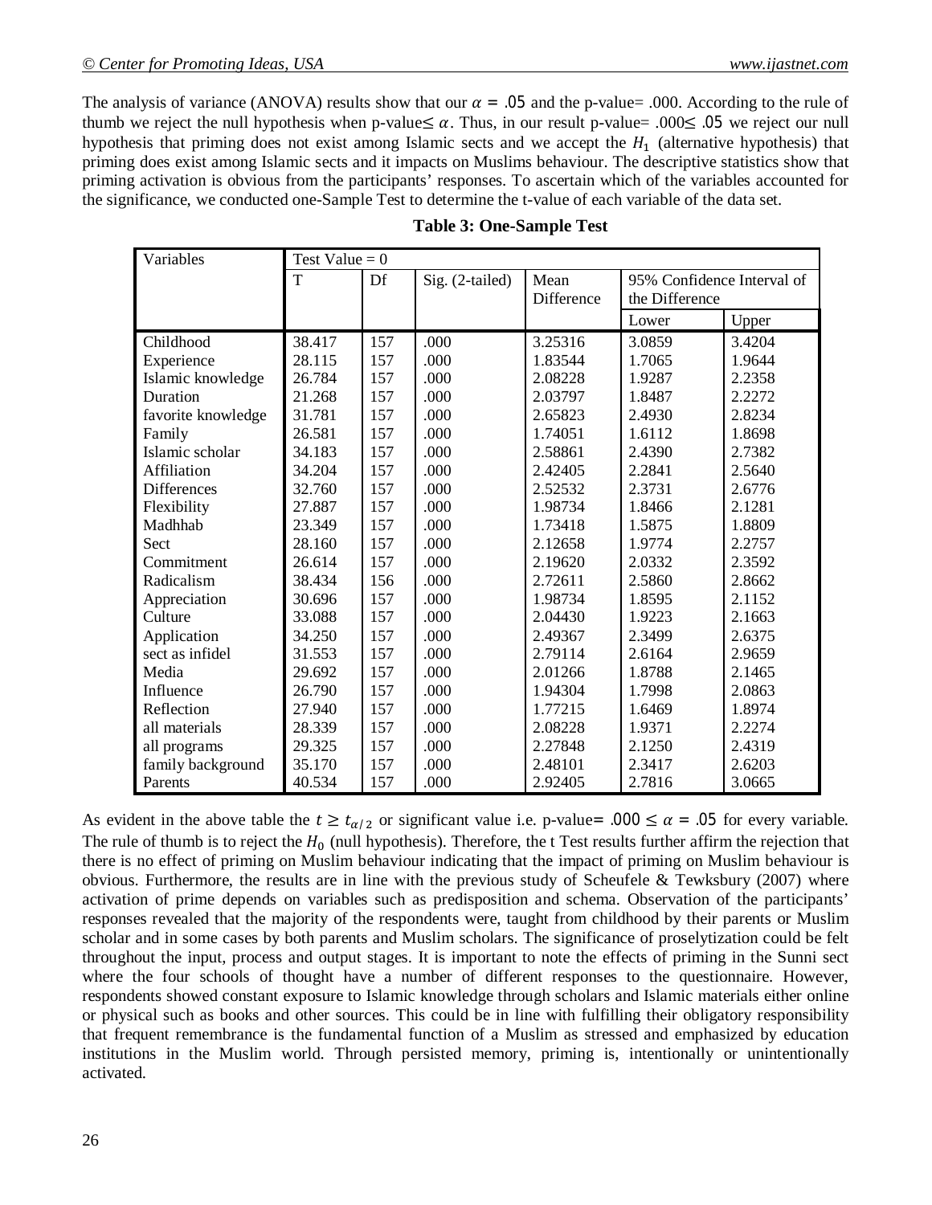The analysis of variance (ANOVA) results show that our $\alpha = .05$ and the p-value= .000. According to the rule of thumb we reject the null hypothesis when p-value$\leq \alpha$. Thus, in our result p-value= .000$\leq$ .05 we reject our null hypothesis that priming does not exist among Islamic sects and we accept the $H_1$ (alternative hypothesis) that priming does exist among Islamic sects and it impacts on Muslims behaviour. The descriptive statistics show that priming activation is obvious from the participants' responses. To ascertain which of the variables accounted for the significance, we conducted one-Sample Test to determine the t-value of each variable of the data set.

**Table 3: One-Sample Test**

| Variables | Test Value = 0 | | | | | |
|---|---|---|---|---|---|---|
| | T | Df | Sig. (2-tailed) | Mean Difference | 95% Confidence Interval of the Difference | |
| | | | | | Lower | Upper |
| Childhood | 38.417 | 157 | .000 | 3.25316 | 3.0859 | 3.4204 |
| Experience | 28.115 | 157 | .000 | 1.83544 | 1.7065 | 1.9644 |
| Islamic knowledge | 26.784 | 157 | .000 | 2.08228 | 1.9287 | 2.2358 |
| Duration | 21.268 | 157 | .000 | 2.03797 | 1.8487 | 2.2272 |
| favorite knowledge | 31.781 | 157 | .000 | 2.65823 | 2.4930 | 2.8234 |
| Family | 26.581 | 157 | .000 | 1.74051 | 1.6112 | 1.8698 |
| Islamic scholar | 34.183 | 157 | .000 | 2.58861 | 2.4390 | 2.7382 |
| Affiliation | 34.204 | 157 | .000 | 2.42405 | 2.2841 | 2.5640 |
| Differences | 32.760 | 157 | .000 | 2.52532 | 2.3731 | 2.6776 |
| Flexibility | 27.887 | 157 | .000 | 1.98734 | 1.8466 | 2.1281 |
| Madhhab | 23.349 | 157 | .000 | 1.73418 | 1.5875 | 1.8809 |
| Sect | 28.160 | 157 | .000 | 2.12658 | 1.9774 | 2.2757 |
| Commitment | 26.614 | 157 | .000 | 2.19620 | 2.0332 | 2.3592 |
| Radicalism | 38.434 | 156 | .000 | 2.72611 | 2.5860 | 2.8662 |
| Appreciation | 30.696 | 157 | .000 | 1.98734 | 1.8595 | 2.1152 |
| Culture | 33.088 | 157 | .000 | 2.04430 | 1.9223 | 2.1663 |
| Application | 34.250 | 157 | .000 | 2.49367 | 2.3499 | 2.6375 |
| sect as infidel | 31.553 | 157 | .000 | 2.79114 | 2.6164 | 2.9659 |
| Media | 29.692 | 157 | .000 | 2.01266 | 1.8788 | 2.1465 |
| Influence | 26.790 | 157 | .000 | 1.94304 | 1.7998 | 2.0863 |
| Reflection | 27.940 | 157 | .000 | 1.77215 | 1.6469 | 1.8974 |
| all materials | 28.339 | 157 | .000 | 2.08228 | 1.9371 | 2.2274 |
| all programs | 29.325 | 157 | .000 | 2.27848 | 2.1250 | 2.4319 |
| family background | 35.170 | 157 | .000 | 2.48101 | 2.3417 | 2.6203 |
| Parents | 40.534 | 157 | .000 | 2.92405 | 2.7816 | 3.0665 |

As evident in the above table the $t \geq t_{\alpha/2}$ or significant value i.e. p-value$= .000 \leq \alpha = .05$ for every variable. The rule of thumb is to reject the $H_0$ (null hypothesis). Therefore, the t Test results further affirm the rejection that there is no effect of priming on Muslim behaviour indicating that the impact of priming on Muslim behaviour is obvious. Furthermore, the results are in line with the previous study of Scheufele & Tewksbury (2007) where activation of prime depends on variables such as predisposition and schema. Observation of the participants' responses revealed that the majority of the respondents were, taught from childhood by their parents or Muslim scholar and in some cases by both parents and Muslim scholars. The significance of proselytization could be felt throughout the input, process and output stages. It is important to note the effects of priming in the Sunni sect where the four schools of thought have a number of different responses to the questionnaire. However, respondents showed constant exposure to Islamic knowledge through scholars and Islamic materials either online or physical such as books and other sources. This could be in line with fulfilling their obligatory responsibility that frequent remembrance is the fundamental function of a Muslim as stressed and emphasized by education institutions in the Muslim world. Through persisted memory, priming is, intentionally or unintentionally activated.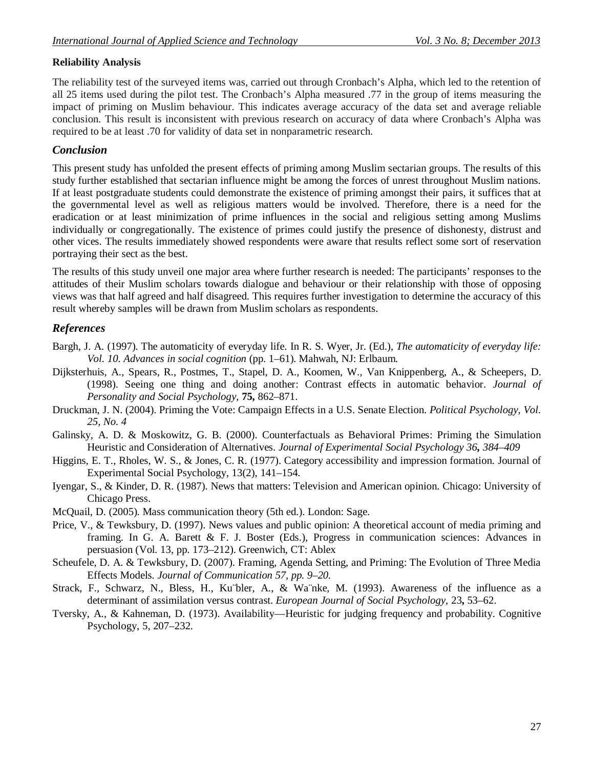**Reliability Analysis**

The reliability test of the surveyed items was, carried out through Cronbach's Alpha, which led to the retention of all 25 items used during the pilot test. The Cronbach's Alpha measured .77 in the group of items measuring the impact of priming on Muslim behaviour. This indicates average accuracy of the data set and average reliable conclusion. This result is inconsistent with previous research on accuracy of data where Cronbach's Alpha was required to be at least .70 for validity of data set in nonparametric research.

## *Conclusion*

This present study has unfolded the present effects of priming among Muslim sectarian groups. The results of this study further established that sectarian influence might be among the forces of unrest throughout Muslim nations. If at least postgraduate students could demonstrate the existence of priming amongst their pairs, it suffices that at the governmental level as well as religious matters would be involved. Therefore, there is a need for the eradication or at least minimization of prime influences in the social and religious setting among Muslims individually or congregationally. The existence of primes could justify the presence of dishonesty, distrust and other vices. The results immediately showed respondents were aware that results reflect some sort of reservation portraying their sect as the best.

The results of this study unveil one major area where further research is needed: The participants' responses to the attitudes of their Muslim scholars towards dialogue and behaviour or their relationship with those of opposing views was that half agreed and half disagreed. This requires further investigation to determine the accuracy of this result whereby samples will be drawn from Muslim scholars as respondents.

## *References*

Bargh, J. A. (1997). The automaticity of everyday life. In R. S. Wyer, Jr. (Ed.), *The automaticity of everyday life: Vol. 10. Advances in social cognition* (pp. 1–61). Mahwah, NJ: Erlbaum.

Dijksterhuis, A., Spears, R., Postmes, T., Stapel, D. A., Koomen, W., Van Knippenberg, A., & Scheepers, D. (1998). Seeing one thing and doing another: Contrast effects in automatic behavior. *Journal of Personality and Social Psychology,* **75,** 862–871.

Druckman, J. N. (2004). Priming the Vote: Campaign Effects in a U.S. Senate Election. *Political Psychology, Vol. 25, No. 4*

Galinsky, A. D. & Moskowitz, G. B. (2000). Counterfactuals as Behavioral Primes: Priming the Simulation Heuristic and Consideration of Alternatives. *Journal of Experimental Social Psychology 36***,** *384–409*

Higgins, E. T., Rholes, W. S., & Jones, C. R. (1977). Category accessibility and impression formation. Journal of Experimental Social Psychology, 13(2), 141–154.

Iyengar, S., & Kinder, D. R. (1987). News that matters: Television and American opinion. Chicago: University of Chicago Press.

McQuail, D. (2005). Mass communication theory (5th ed.). London: Sage.

Price, V., & Tewksbury, D. (1997). News values and public opinion: A theoretical account of media priming and framing. In G. A. Barett & F. J. Boster (Eds.), Progress in communication sciences: Advances in persuasion (Vol. 13, pp. 173–212). Greenwich, CT: Ablex

Scheufele, D. A. & Tewksbury, D. (2007). Framing, Agenda Setting, and Priming: The Evolution of Three Media Effects Models. *Journal of Communication 57, pp. 9–20.*

Strack, F., Schwarz, N., Bless, H., Ku¨bler, A., & Wa¨nke, M. (1993). Awareness of the influence as a determinant of assimilation versus contrast. *European Journal of Social Psychology,* 23**,** 53–62.

Tversky, A., & Kahneman, D. (1973). Availability—Heuristic for judging frequency and probability. Cognitive Psychology, 5, 207–232.